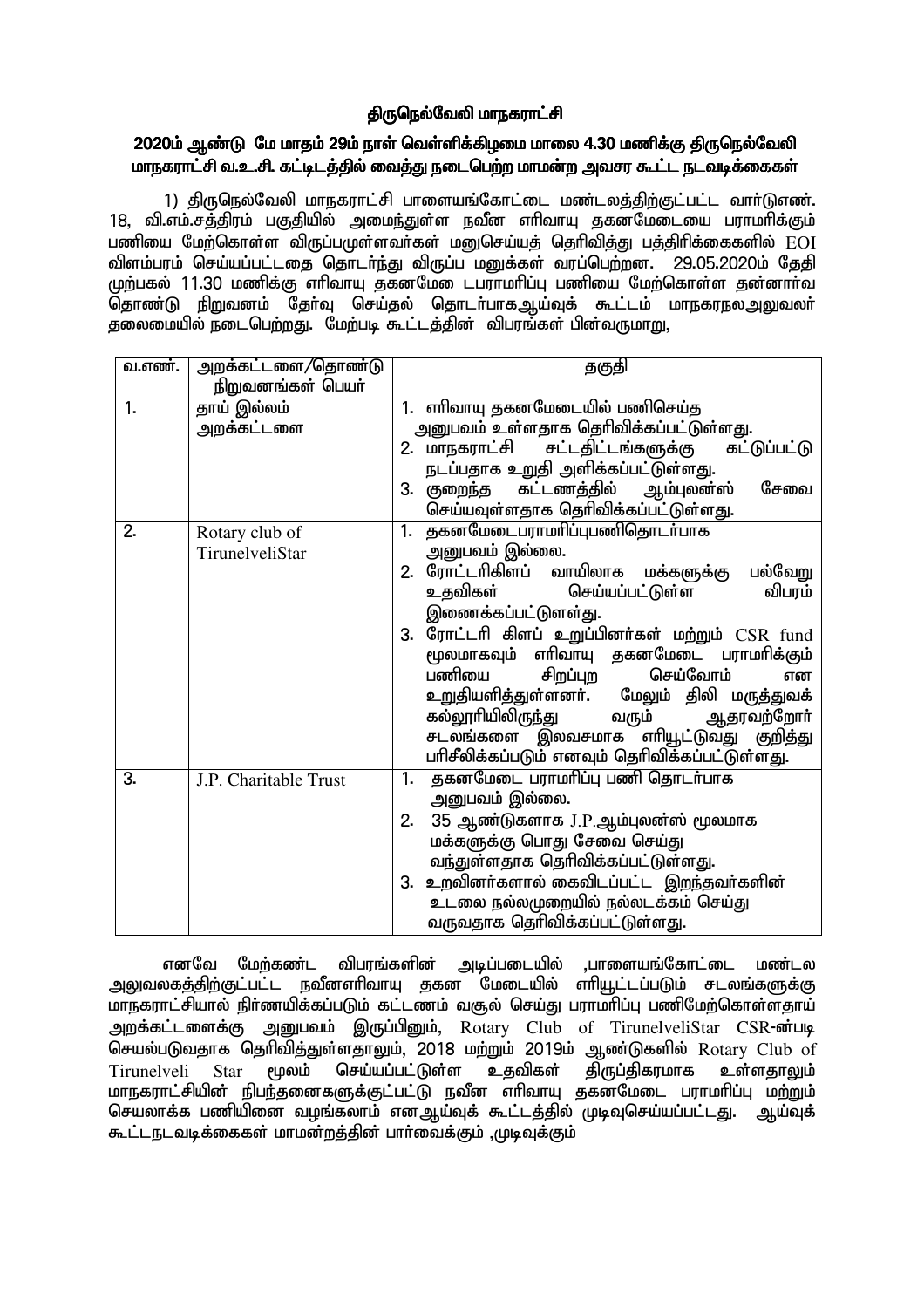## திருநெல்வேலி மாநகராட்சி

### 2020ம் ஆண்டு மே மாதம் 29ம் நாள் வெள்ளிக்கிழமை மாலை 4.30 மணிக்கு திருநெல்வேலி மாநகராட்சி வ.உ.சி. கட்டிடத்தில் வைத்து நடைபெற்ற மாமன்ற அவசர கூட்ட நடவடிக்கைகள்

1) திருநெல்வேலி மாநகராட்சி பாளையங்கோட்டை மண்டலத்திற்குட்பட்ட வார்டுஎண். 18, வி.எம்.சத்திரம் பகுதியில் அமைந்துள்ள நவீன எரிவாயு தகனமேடையை பராமரிக்கும் பணியை மேற்கொள்ள விருப்பமுள்ளவர்கள் மனுசெய்யத் தெரிவித்து பத்திரிக்கைகளில் EOI விளம்பரம் செய்யப்பட்டதை தொடர்ந்து விருப்ப மனுக்கள் வரப்பெற்றன. 29.05.2020ம் தேதி முற்பகல் 11.30 மணிக்கு எரிவாயு தகனமே டபராமரிப்பு பணியை மேற்கொள்ள தன்னார்வ தொண்டு நிறுவனம் தேர்வு செய்தல் தொடர்பாகஆய்வுக் கூட்டம் மாநகரநலஅலுவலர் தலைமையில் நடைபெற்றது. மேற்படி கூட்டத்தின் விபரங்கள் பின்வருமாறு,

| வ.எண். | அறக்கட்டளை/தொண்டு நிறுவனங்கள் பெயர் | தகுதி |
|---|---|---|
| 1. | தாய் இல்லம் அறக்கட்டளை | 1. எரிவாயு தகனமேடையில் பணிசெய்த அனுபவம் உள்ளதாக தெரிவிக்கப்பட்டுள்ளது.<br>2. மாநகராட்சி சட்டதிட்டங்களுக்கு கட்டுப்பட்டு நடப்பதாக உறுதி அளிக்கப்பட்டுள்ளது.<br>3. குறைந்த கட்டணத்தில் ஆம்புலன்ஸ் சேவை செய்யவுள்ளதாக தெரிவிக்கப்பட்டுள்ளது. |
| 2. | Rotary club of TirunelveliStar | 1. தகனமேடைபராமரிப்புபணிதொடர்பாக அனுபவம் இல்லை.<br>2. ரோட்டரிகிளப் வாயிலாக மக்களுக்கு பல்வேறு உதவிகள் செய்யப்பட்டுள்ள விபரம் இணைக்கப்பட்டுள்ளது.<br>3. ரோட்டரி கிளப் உறுப்பினர்கள் மற்றும் CSR fund மூலமாகவும் எரிவாயு தகனமேடை பராமரிக்கும் பணியை சிறப்புற செய்வோம் என உறுதியளித்துள்ளனர். மேலும் திலி மருத்துவக் கல்லூரியிலிருந்து வரும் ஆதரவற்றோர் சடலங்களை இலவசமாக எரியூட்டுவது குறித்து பரிசீலிக்கப்படும் எனவும் தெரிவிக்கப்பட்டுள்ளது. |
| 3. | J.P. Charitable Trust | 1. தகனமேடை பராமரிப்பு பணி தொடர்பாக அனுபவம் இல்லை.<br>2. 35 ஆண்டுகளாக J.P.ஆம்புலன்ஸ் மூலமாக மக்களுக்கு பொது சேவை செய்து வந்துள்ளதாக தெரிவிக்கப்பட்டுள்ளது.<br>3. உறவினர்களால் கைவிடப்பட்ட இறந்தவர்களின் உடலை நல்லமுறையில் நல்லடக்கம் செய்து வருவதாக தெரிவிக்கப்பட்டுள்ளது. |

எனவே மேற்கண்ட விபரங்களின் அடிப்படையில் ,பாளையங்கோட்டை மண்டல அலுவலகத்திற்குட்பட்ட நவீனஎரிவாயு தகன மேடையில் எரியூட்டப்படும் சடலங்களுக்கு மாநகராட்சியால் நிர்ணயிக்கப்படும் கட்டணம் வசூல் செய்து பராமரிப்பு பணிமேற்கொள்ளதாய் அறக்கட்டளைக்கு அனுபவம் இருப்பினும், Rotary Club of TirunelveliStar CSR-ன்படி செயல்படுவதாக தெரிவித்துள்ளதாலும், 2018 மற்றும் 2019ம் ஆண்டுகளில் Rotary Club of Tirunelveli Star மூலம் செய்யப்பட்டுள்ள உதவிகள் திருப்திகரமாக உள்ளதாலும் மாநகராட்சியின் நிபந்தனைகளுக்குட்பட்டு நவீன எரிவாயு தகனமேடை பராமரிப்பு மற்றும் செயலாக்க பணியினை வழங்கலாம் எனஆய்வுக் கூட்டத்தில் முடிவுசெய்யப்பட்டது. ஆய்வுக் கூட்டநடவடிக்கைகள் மாமன்றத்தின் பார்வைக்கும் ,முடிவுக்கும்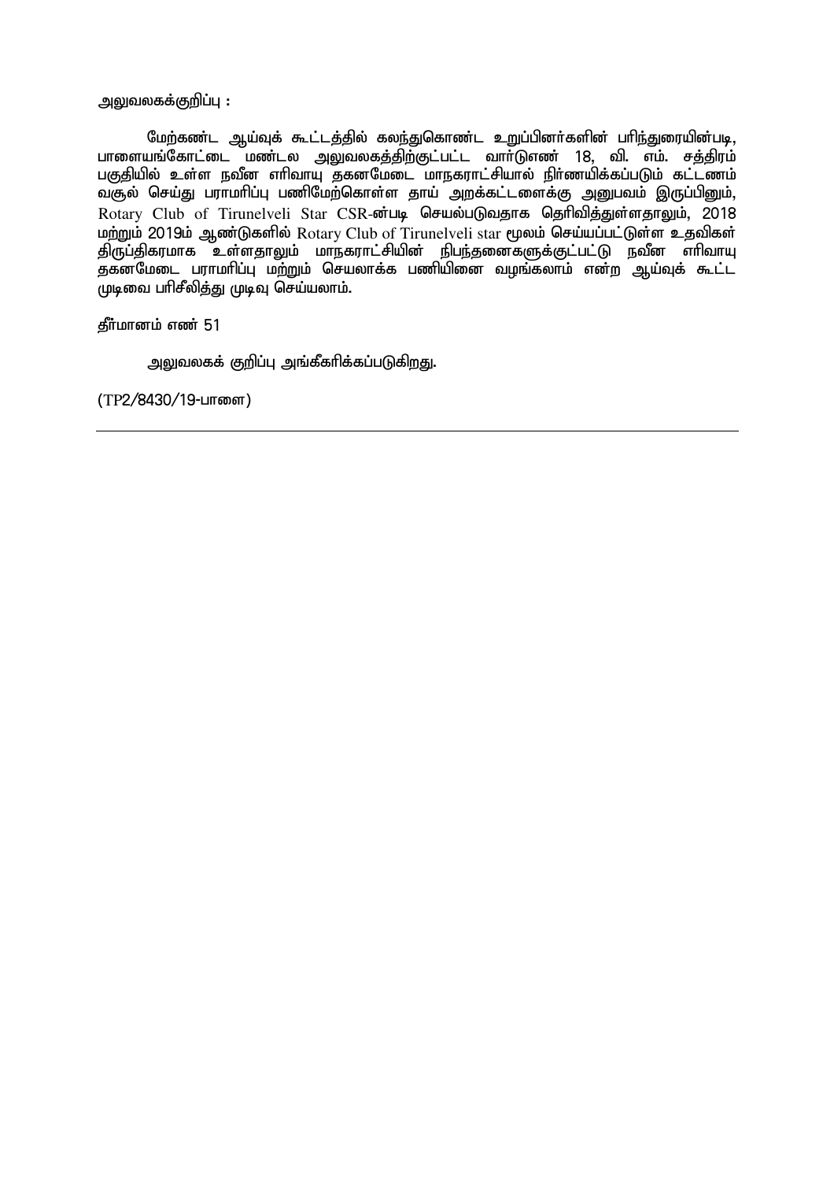அலுவலகக்குறிப்பு :

மேற்கண்ட ஆய்வுக் கூட்டத்தில் கலந்துகொண்ட உறுப்பினர்களின் பரிந்துரையின்படி, பாளையங்கோட்டை மண்டல அலுவலகத்திற்குட்பட்ட வார்டுஎண் 18, வி. எம். சத்திரம் பகுதியில் உள்ள நவீன எரிவாயு தகனமேடை மாநகராட்சியால் நிர்ணயிக்கப்படும் கட்டணம் வசூல் செய்து பராமரிப்பு பணிமேற்கொள்ள தாய் அறக்கட்டளைக்கு அனுபவம் இருப்பினும், Rotary Club of Tirunelveli Star CSR-ன்படி செயல்படுவதாக தெரிவித்துள்ளதாலும், 2018 மற்றும் 2019ம் ஆண்டுகளில் Rotary Club of Tirunelveli star மூலம் செய்யப்பட்டுள்ள உதவிகள் திருப்திகரமாக உள்ளதாலும் மாநகராட்சியின் நிபந்தனைகளுக்குட்பட்டு நவீன எரிவாயு தகனமேடை பராமரிப்பு மற்றும் செயலாக்க பணியினை வழங்கலாம் என்ற ஆய்வுக் கூட்ட முடிவை பரிசீலித்து முடிவு செய்யலாம்.

தீர்மானம் எண் 51

அலுவலகக் குறிப்பு அங்கீகரிக்கப்படுகிறது.

(TP2/8430/19-பாளை)